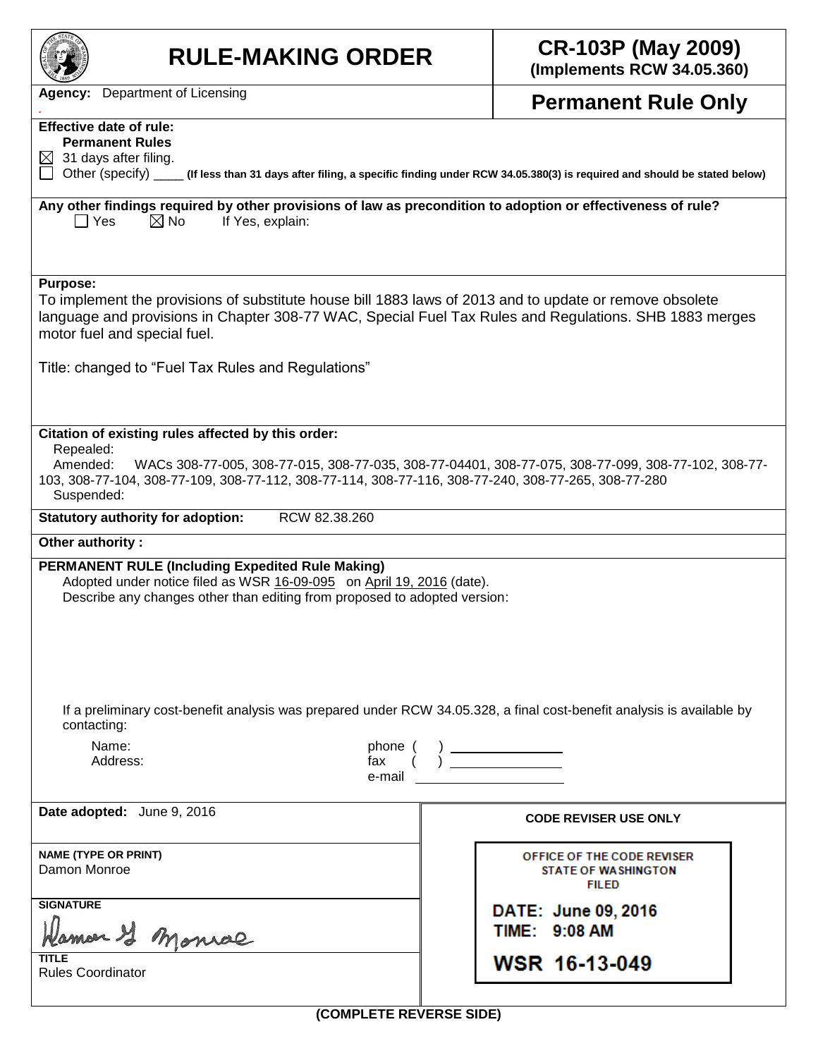# RULE-MAKING ORDER

**CR-103P (May 2009)**
**(Implements RCW 34.05.360)**

**Agency:** Department of Licensing

**Permanent Rule Only**

**Effective date of rule:**
**Permanent Rules**

☒ 31 days after filing.
☐ Other (specify) ____ **(If less than 31 days after filing, a specific finding under RCW 34.05.380(3) is required and should be stated below)**

**Any other findings required by other provisions of law as precondition to adoption or effectiveness of rule?**
☐ Yes ☒ No If Yes, explain:

**Purpose:**
To implement the provisions of substitute house bill 1883 laws of 2013 and to update or remove obsolete language and provisions in Chapter 308-77 WAC, Special Fuel Tax Rules and Regulations. SHB 1883 merges motor fuel and special fuel.

Title: changed to "Fuel Tax Rules and Regulations"

**Citation of existing rules affected by this order:**
Repealed:
Amended: WACs 308-77-005, 308-77-015, 308-77-035, 308-77-04401, 308-77-075, 308-77-099, 308-77-102, 308-77-103, 308-77-104, 308-77-109, 308-77-112, 308-77-114, 308-77-116, 308-77-240, 308-77-265, 308-77-280
Suspended:

**Statutory authority for adoption:** RCW 82.38.260

**Other authority :**

**PERMANENT RULE (Including Expedited Rule Making)**
Adopted under notice filed as WSR 16-09-095 on April 19, 2016 (date).
Describe any changes other than editing from proposed to adopted version:

If a preliminary cost-benefit analysis was prepared under RCW 34.05.328, a final cost-benefit analysis is available by contacting:

Name: phone ( )
Address: fax ( )
e-mail

**Date adopted:** June 9, 2016

**NAME (TYPE OR PRINT)**
Damon Monroe

**SIGNATURE**
Damon G Monroe

**TITLE**
Rules Coordinator

**CODE REVISER USE ONLY**

OFFICE OF THE CODE REVISER
STATE OF WASHINGTON
FILED

DATE: June 09, 2016
TIME: 9:08 AM

WSR 16-13-049

**(COMPLETE REVERSE SIDE)**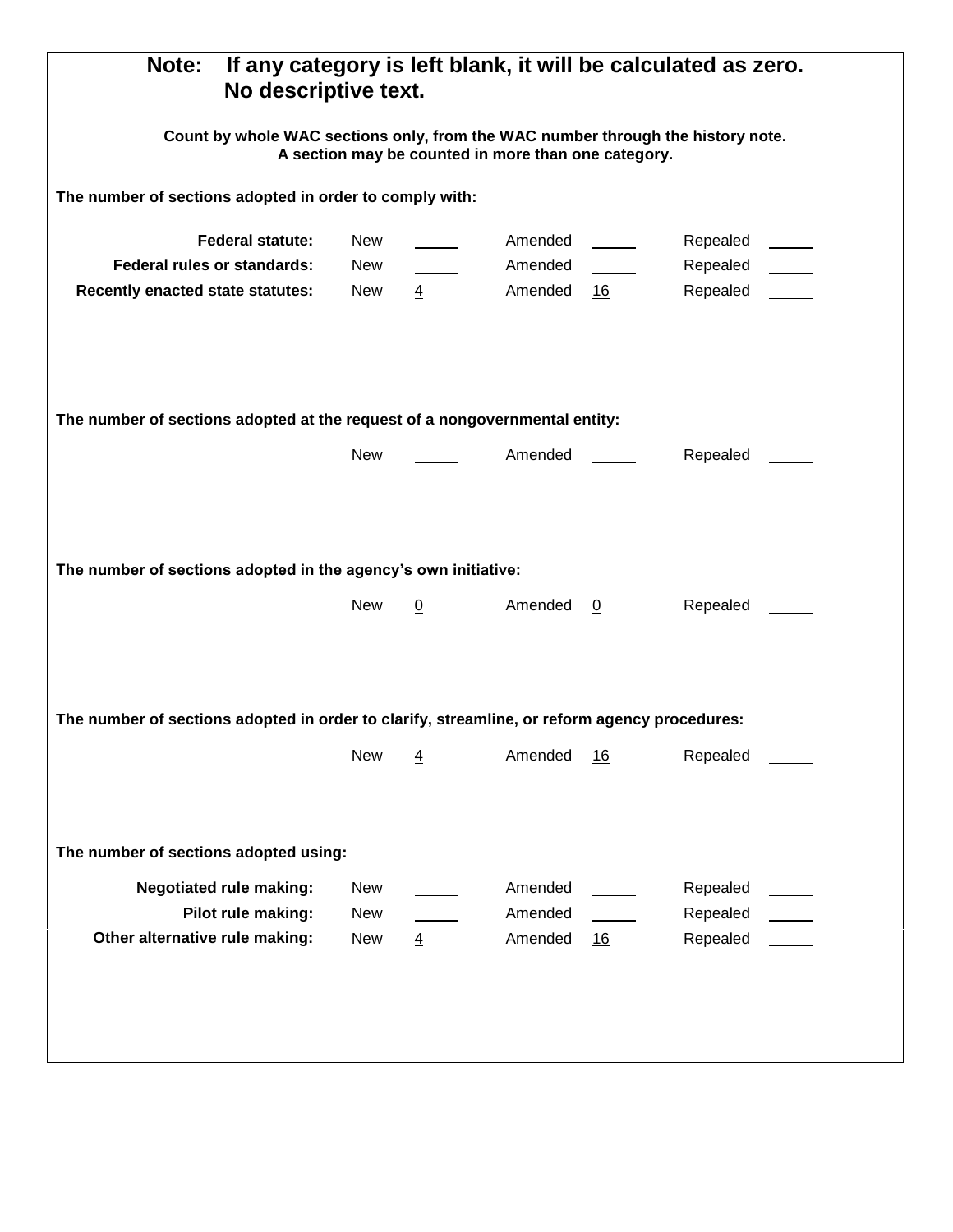**Note: If any category is left blank, it will be calculated as zero. No descriptive text.**

**Count by whole WAC sections only, from the WAC number through the history note. A section may be counted in more than one category.**

**The number of sections adopted in order to comply with:**

| | | | | | | |
|---|---|---|---|---|---|---|
| **Federal statute:** | New | | Amended | | Repealed | |
| **Federal rules or standards:** | New | | Amended | | Repealed | |
| **Recently enacted state statutes:** | New | 4 | Amended | 16 | Repealed | |

**The number of sections adopted at the request of a nongovernmental entity:**

| | | | | | |
|---|---|---|---|---|---|
| New | | Amended | | Repealed | |

**The number of sections adopted in the agency's own initiative:**

| | | | | | |
|---|---|---|---|---|---|
| New | 0 | Amended | 0 | Repealed | |

**The number of sections adopted in order to clarify, streamline, or reform agency procedures:**

| | | | | | |
|---|---|---|---|---|---|
| New | 4 | Amended | 16 | Repealed | |

**The number of sections adopted using:**

| | | | | | | |
|---|---|---|---|---|---|---|
| **Negotiated rule making:** | New | | Amended | | Repealed | |
| **Pilot rule making:** | New | | Amended | | Repealed | |
| **Other alternative rule making:** | New | 4 | Amended | 16 | Repealed | |